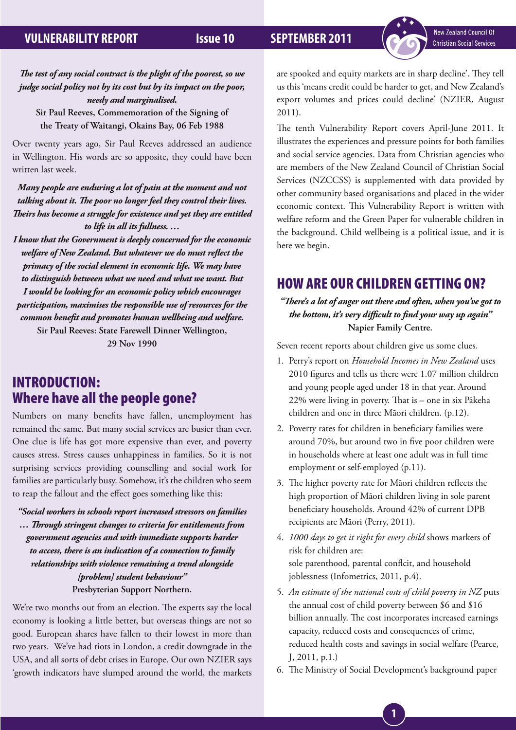*The test of any social contract is the plight of the poorest, so we judge social policy not by its cost but by its impact on the poor, needy and marginalised.*

**Sir Paul Reeves, Commemoration of the Signing of the Treaty of Waitangi, Okains Bay, 06 Feb 1988**

Over twenty years ago, Sir Paul Reeves addressed an audience in Wellington. His words are so apposite, they could have been written last week.

*Many people are enduring a lot of pain at the moment and not talking about it. The poor no longer feel they control their lives. Theirs has become a struggle for existence and yet they are entitled to life in all its fullness. …*

*I know that the Government is deeply concerned for the economic welfare of New Zealand. But whatever we do must reflect the primacy of the social element in economic life. We may have to distinguish between what we need and what we want. But I would be looking for an economic policy which encourages participation, maximises the responsible use of resources for the common benefit and promotes human wellbeing and welfare.*

**Sir Paul Reeves: State Farewell Dinner Wellington, 29 Nov 1990**

## INTRODUCTION: Where have all the people gone?

Numbers on many benefits have fallen, unemployment has remained the same. But many social services are busier than ever. One clue is life has got more expensive than ever, and poverty causes stress. Stress causes unhappiness in families. So it is not surprising services providing counselling and social work for families are particularly busy. Somehow, it's the children who seem to reap the fallout and the effect goes something like this:

*"Social workers in schools report increased stressors on families … Through stringent changes to criteria for entitlements from government agencies and with immediate supports harder to access, there is an indication of a connection to family relationships with violence remaining a trend alongside [problem] student behaviour"*

**Presbyterian Support Northern.**

We're two months out from an election. The experts say the local economy is looking a little better, but overseas things are not so good. European shares have fallen to their lowest in more than two years. We've had riots in London, a credit downgrade in the USA, and all sorts of debt crises in Europe. Our own NZIER says 'growth indicators have slumped around the world, the markets are spooked and equity markets are in sharp decline'. They tell us this 'means credit could be harder to get, and New Zealand's export volumes and prices could decline' (NZIER, August 2011).

The tenth Vulnerability Report covers April-June 2011. It illustrates the experiences and pressure points for both families and social service agencies. Data from Christian agencies who are members of the New Zealand Council of Christian Social Services (NZCCSS) is supplemented with data provided by other community based organisations and placed in the wider economic context. This Vulnerability Report is written with welfare reform and the Green Paper for vulnerable children in the background. Child wellbeing is a political issue, and it is here we begin.

## HOW ARE OUR CHILDREN GETTING ON?

*"There's a lot of anger out there and often, when you've got to the bottom, it's very difficult to find your way up again"*

**Napier Family Centre.**

Seven recent reports about children give us some clues.

1. Perry's report on *Household Incomes in New Zealand* uses 2010 figures and tells us there were 1.07 million children and young people aged under 18 in that year. Around 22% were living in poverty. That is – one in six Pākeha children and one in three Māori children. (p.12).
2. Poverty rates for children in beneficiary families were around 70%, but around two in five poor children were in households where at least one adult was in full time employment or self-employed (p.11).
3. The higher poverty rate for Māori children reflects the high proportion of Māori children living in sole parent beneficiary households. Around 42% of current DPB recipients are Māori (Perry, 2011).
4. *1000 days to get it right for every child* shows markers of risk for children are:
   sole parenthood, parental conflcit, and household joblessness (Infometrics, 2011, p.4).
5. *An estimate of the national costs of child poverty in NZ* puts the annual cost of child poverty between $6 and $16 billion annually. The cost incorporates increased earnings capacity, reduced costs and consequences of crime, reduced health costs and savings in social welfare (Pearce, J, 2011, p.1.)
6. The Ministry of Social Development's background paper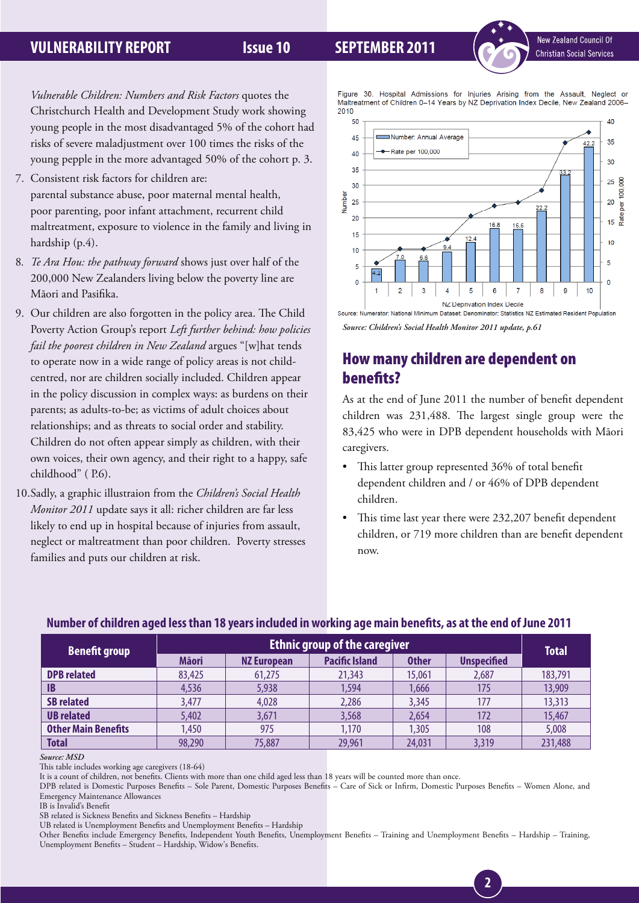*Vulnerable Children: Numbers and Risk Factors* quotes the Christchurch Health and Development Study work showing young people in the most disadvantaged 5% of the cohort had risks of severe maladjustment over 100 times the risks of the young pepple in the more advantaged 50% of the cohort p. 3.

7. Consistent risk factors for children are: parental substance abuse, poor maternal mental health, poor parenting, poor infant attachment, recurrent child maltreatment, exposure to violence in the family and living in hardship (p.4).
8. *Te Ara Hou: the pathway forward* shows just over half of the 200,000 New Zealanders living below the poverty line are Māori and Pasifika.
9. Our children are also forgotten in the policy area. The Child Poverty Action Group's report *Left further behind: how policies fail the poorest children in New Zealand* argues "[w]hat tends to operate now in a wide range of policy areas is not child-centred, nor are children socially included. Children appear in the policy discussion in complex ways: as burdens on their parents; as adults-to-be; as victims of adult choices about relationships; and as threats to social order and stability. Children do not often appear simply as children, with their own voices, their own agency, and their right to a happy, safe childhood" ( P.6).
10. Sadly, a graphic illustraion from the *Children's Social Health Monitor 2011* update says it all: richer children are far less likely to end up in hospital because of injuries from assault, neglect or maltreatment than poor children. Poverty stresses families and puts our children at risk.

Figure 30. Hospital Admissions for Injuries Arising from the Assault, Neglect or Maltreatment of Children 0–14 Years by NZ Deprivation Index Decile, New Zealand 2006–2010

| NZ Deprivation Index Decile | 1 | 2 | 3 | 4 | 5 | 6 | 7 | 8 | 9 | 10 |
|---|---|---|---|---|---|---|---|---|---|---|
| Number: Annual Average | 4.2 | 7.0 | 6.6 | 9.4 | 12.4 | 16.8 | 16.6 | 22.2 | 33.2 | 42.2 |

Source: Numerator: National Minimum Dataset; Denominator: Statistics NZ Estimated Resident Population

*Source: Children's Social Health Monitor 2011 update, p.61*

## How many children are dependent on benefits?

As at the end of June 2011 the number of benefit dependent children was 231,488. The largest single group were the 83,425 who were in DPB dependent households with Māori caregivers.

- This latter group represented 36% of total benefit dependent children and / or 46% of DPB dependent children.
- This time last year there were 232,207 benefit dependent children, or 719 more children than are benefit dependent now.

**Number of children aged less than 18 years included in working age main benefits, as at the end of June 2011**

| Benefit group | Ethnic group of the caregiver | | | | | Total |
|---|---|---|---|---|---|---|
| | Māori | NZ European | Pacific Island | Other | Unspecified | |
| **DPB related** | 83,425 | 61,275 | 21,343 | 15,061 | 2,687 | 183,791 |
| **IB** | 4,536 | 5,938 | 1,594 | 1,666 | 175 | 13,909 |
| **SB related** | 3,477 | 4,028 | 2,286 | 3,345 | 177 | 13,313 |
| **UB related** | 5,402 | 3,671 | 3,568 | 2,654 | 172 | 15,467 |
| **Other Main Benefits** | 1,450 | 975 | 1,170 | 1,305 | 108 | 5,008 |
| **Total** | 98,290 | 75,887 | 29,961 | 24,031 | 3,319 | 231,488 |

*Source: MSD*

This table includes working age caregivers (18-64)

It is a count of children, not benefits. Clients with more than one child aged less than 18 years will be counted more than once.

DPB related is Domestic Purposes Benefits – Sole Parent, Domestic Purposes Benefits – Care of Sick or Infirm, Domestic Purposes Benefits – Women Alone, and Emergency Maintenance Allowances

IB is Invalid's Benefit

SB related is Sickness Benefits and Sickness Benefits – Hardship

UB related is Unemployment Benefits and Unemployment Benefits – Hardship

Other Benefits include Emergency Benefits, Independent Youth Benefits, Unemployment Benefits – Training and Unemployment Benefits – Hardship – Training, Unemployment Benefits – Student – Hardship, Widow's Benefits.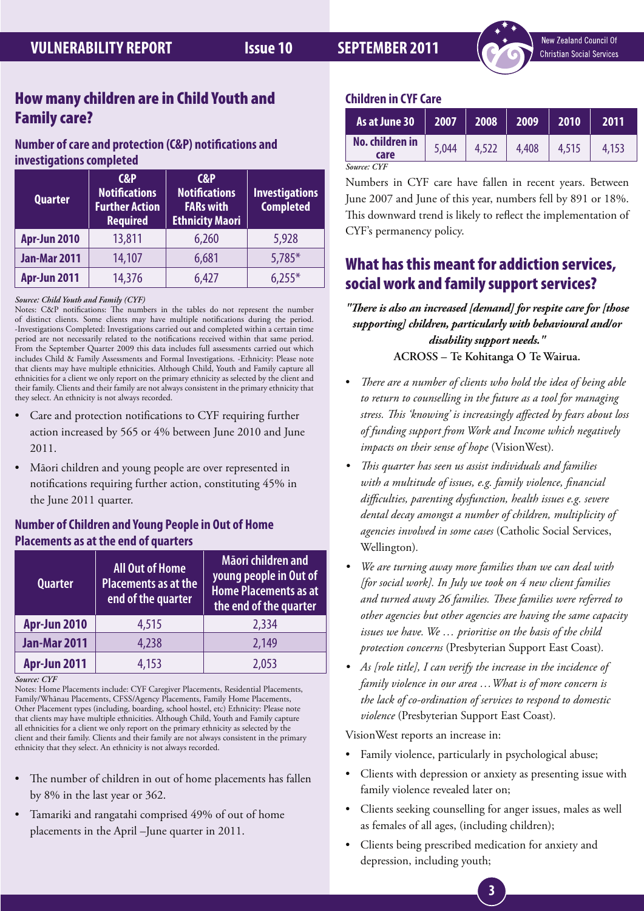## How many children are in Child Youth and Family care?

### Number of care and protection (C&P) notifications and investigations completed

| Quarter | C&P Notifications Further Action Required | C&P Notifications FARs with Ethnicity Maori | Investigations Completed |
|---|---|---|---|
| Apr-Jun 2010 | 13,811 | 6,260 | 5,928 |
| Jan-Mar 2011 | 14,107 | 6,681 | 5,785* |
| Apr-Jun 2011 | 14,376 | 6,427 | 6,255* |

*Source: Child Youth and Family (CYF)*

Notes: C&P notifications: The numbers in the tables do not represent the number of distinct clients. Some clients may have multiple notifications during the period. -Investigations Completed: Investigations carried out and completed within a certain time period are not necessarily related to the notifications received within that same period. From the September Quarter 2009 this data includes full assessments carried out which includes Child & Family Assessments and Formal Investigations. -Ethnicity: Please note that clients may have multiple ethnicities. Although Child, Youth and Family capture all ethnicities for a client we only report on the primary ethnicity as selected by the client and their family. Clients and their family are not always consistent in the primary ethnicity that they select. An ethnicity is not always recorded.

- Care and protection notifications to CYF requiring further action increased by 565 or 4% between June 2010 and June 2011.
- Māori children and young people are over represented in notifications requiring further action, constituting 45% in the June 2011 quarter.

### Number of Children and Young People in Out of Home Placements as at the end of quarters

| Quarter | All Out of Home Placements as at the end of the quarter | Māori children and young people in Out of Home Placements as at the end of the quarter |
|---|---|---|
| Apr-Jun 2010 | 4,515 | 2,334 |
| Jan-Mar 2011 | 4,238 | 2,149 |
| Apr-Jun 2011 | 4,153 | 2,053 |

*Source: CYF*

Notes: Home Placements include: CYF Caregiver Placements, Residential Placements, Family/Whānau Placements, CFSS/Agency Placements, Family Home Placements, Other Placement types (including, boarding, school hostel, etc) Ethnicity: Please note that clients may have multiple ethnicities. Although Child, Youth and Family capture all ethnicities for a client we only report on the primary ethnicity as selected by the client and their family. Clients and their family are not always consistent in the primary ethnicity that they select. An ethnicity is not always recorded.

- The number of children in out of home placements has fallen by 8% in the last year or 362.
- Tamariki and rangatahi comprised 49% of out of home placements in the April –June quarter in 2011.

### Children in CYF Care

| As at June 30 | 2007 | 2008 | 2009 | 2010 | 2011 |
|---|---|---|---|---|---|
| No. children in care | 5,044 | 4,522 | 4,408 | 4,515 | 4,153 |

*Source: CYF*

Numbers in CYF care have fallen in recent years. Between June 2007 and June of this year, numbers fell by 891 or 18%. This downward trend is likely to reflect the implementation of CYF's permanency policy.

## What has this meant for addiction services, social work and family support services?

***"There is also an increased [demand] for respite care for [those supporting] children, particularly with behavioural and/or disability support needs."***

**ACROSS – Te Kohitanga O Te Wairua.**

- *There are a number of clients who hold the idea of being able to return to counselling in the future as a tool for managing stress. This 'knowing' is increasingly affected by fears about loss of funding support from Work and Income which negatively impacts on their sense of hope* (VisionWest).
- *This quarter has seen us assist individuals and families with a multitude of issues, e.g. family violence, financial difficulties, parenting dysfunction, health issues e.g. severe dental decay amongst a number of children, multiplicity of agencies involved in some cases* (Catholic Social Services, Wellington).
- *We are turning away more families than we can deal with [for social work]. In July we took on 4 new client families and turned away 26 families. These families were referred to other agencies but other agencies are having the same capacity issues we have. We … prioritise on the basis of the child protection concerns* (Presbyterian Support East Coast).
- *As [role title], I can verify the increase in the incidence of family violence in our area …What is of more concern is the lack of co-ordination of services to respond to domestic violence* (Presbyterian Support East Coast).

VisionWest reports an increase in:

- Family violence, particularly in psychological abuse;
- Clients with depression or anxiety as presenting issue with family violence revealed later on;
- Clients seeking counselling for anger issues, males as well as females of all ages, (including children);
- Clients being prescribed medication for anxiety and depression, including youth;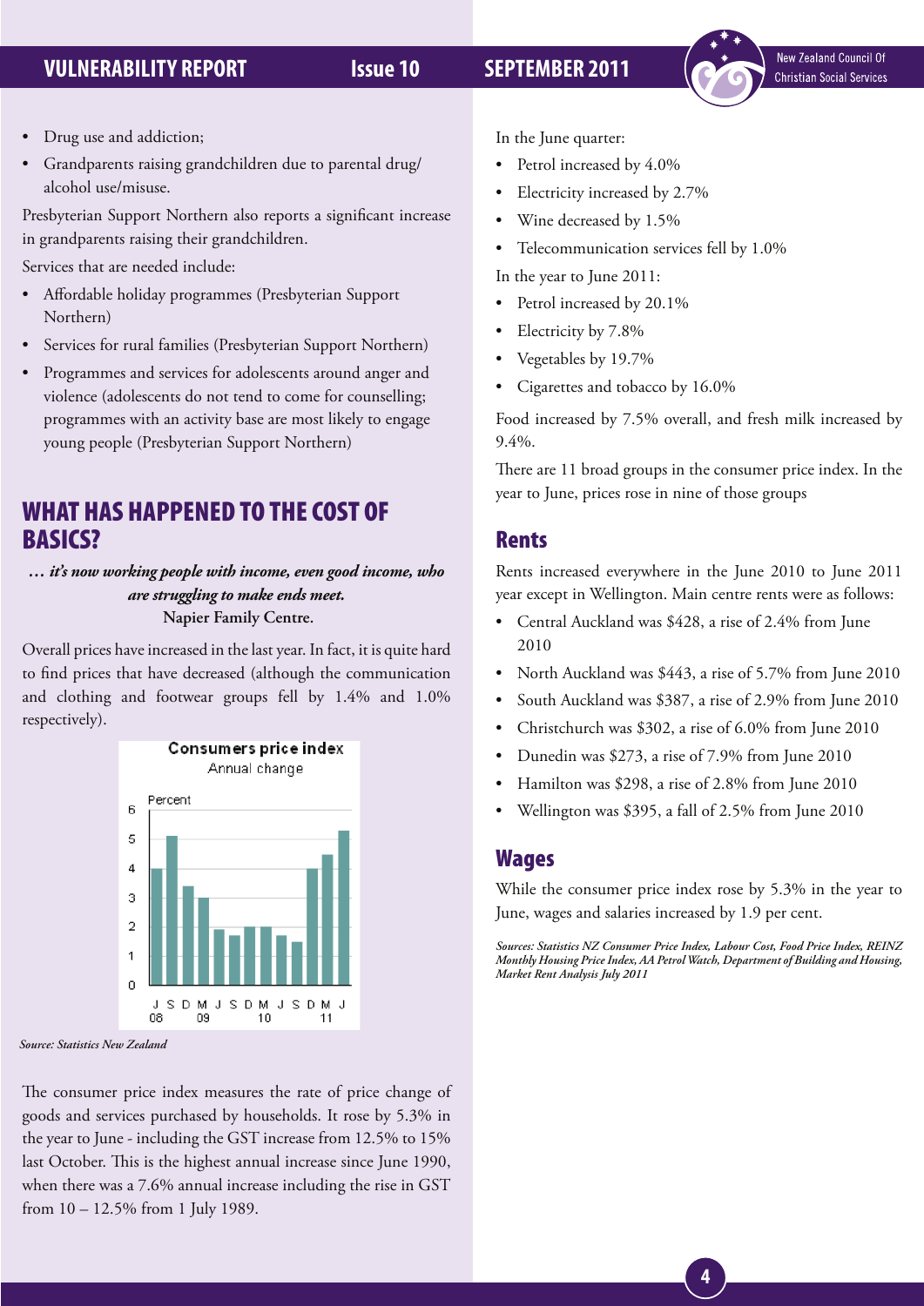- Drug use and addiction;
- Grandparents raising grandchildren due to parental drug/alcohol use/misuse.

Presbyterian Support Northern also reports a significant increase in grandparents raising their grandchildren.

Services that are needed include:

- Affordable holiday programmes (Presbyterian Support Northern)
- Services for rural families (Presbyterian Support Northern)
- Programmes and services for adolescents around anger and violence (adolescents do not tend to come for counselling; programmes with an activity base are most likely to engage young people (Presbyterian Support Northern)

## WHAT HAS HAPPENED TO THE COST OF BASICS?

*… it's now working people with income, even good income, who are struggling to make ends meet.*
**Napier Family Centre.**

Overall prices have increased in the last year. In fact, it is quite hard to find prices that have decreased (although the communication and clothing and footwear groups fell by 1.4% and 1.0% respectively).

Consumers price index
Annual change

*Source: Statistics New Zealand*

The consumer price index measures the rate of price change of goods and services purchased by households. It rose by 5.3% in the year to June - including the GST increase from 12.5% to 15% last October. This is the highest annual increase since June 1990, when there was a 7.6% annual increase including the rise in GST from 10 – 12.5% from 1 July 1989.

In the June quarter:

- Petrol increased by 4.0%
- Electricity increased by 2.7%
- Wine decreased by 1.5%
- Telecommunication services fell by 1.0%

In the year to June 2011:

- Petrol increased by 20.1%
- Electricity by 7.8%
- Vegetables by 19.7%
- Cigarettes and tobacco by 16.0%

Food increased by 7.5% overall, and fresh milk increased by 9.4%.

There are 11 broad groups in the consumer price index. In the year to June, prices rose in nine of those groups

### Rents

Rents increased everywhere in the June 2010 to June 2011 year except in Wellington. Main centre rents were as follows:

- Central Auckland was $428, a rise of 2.4% from June 2010
- North Auckland was $443, a rise of 5.7% from June 2010
- South Auckland was $387, a rise of 2.9% from June 2010
- Christchurch was $302, a rise of 6.0% from June 2010
- Dunedin was $273, a rise of 7.9% from June 2010
- Hamilton was $298, a rise of 2.8% from June 2010
- Wellington was $395, a fall of 2.5% from June 2010

### Wages

While the consumer price index rose by 5.3% in the year to June, wages and salaries increased by 1.9 per cent.

*Sources: Statistics NZ Consumer Price Index, Labour Cost, Food Price Index, REINZ Monthly Housing Price Index, AA Petrol Watch, Department of Building and Housing, Market Rent Analysis July 2011*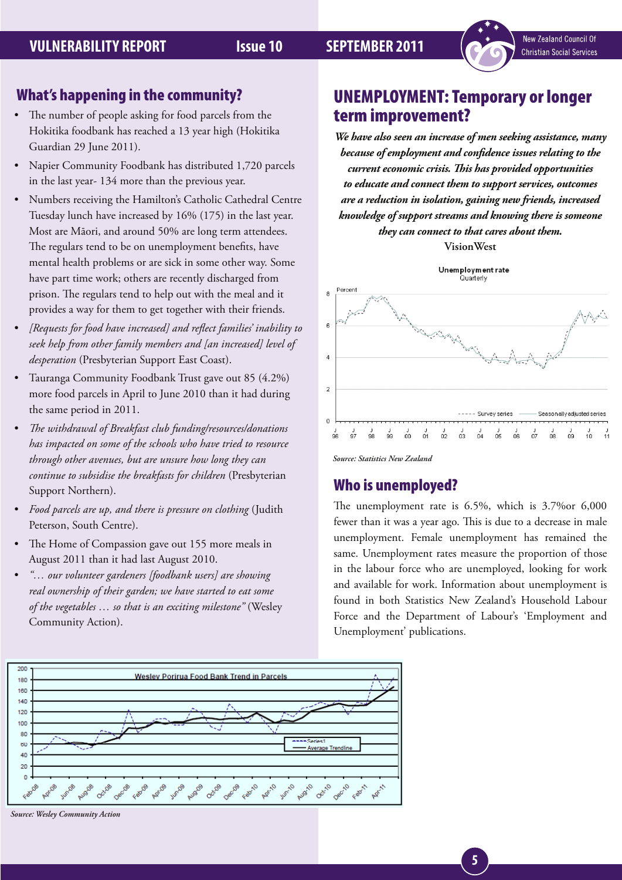## What's happening in the community?

- The number of people asking for food parcels from the Hokitika foodbank has reached a 13 year high (Hokitika Guardian 29 June 2011).
- Napier Community Foodbank has distributed 1,720 parcels in the last year- 134 more than the previous year.
- Numbers receiving the Hamilton's Catholic Cathedral Centre Tuesday lunch have increased by 16% (175) in the last year. Most are Māori, and around 50% are long term attendees. The regulars tend to be on unemployment benefits, have mental health problems or are sick in some other way. Some have part time work; others are recently discharged from prison. The regulars tend to help out with the meal and it provides a way for them to get together with their friends.
- *[Requests for food have increased] and reflect families' inability to seek help from other family members and [an increased] level of desperation* (Presbyterian Support East Coast).
- Tauranga Community Foodbank Trust gave out 85 (4.2%) more food parcels in April to June 2010 than it had during the same period in 2011.
- *The withdrawal of Breakfast club funding/resources/donations has impacted on some of the schools who have tried to resource through other avenues, but are unsure how long they can continue to subsidise the breakfasts for children* (Presbyterian Support Northern).
- *Food parcels are up, and there is pressure on clothing* (Judith Peterson, South Centre).
- The Home of Compassion gave out 155 more meals in August 2011 than it had last August 2010.
- *"… our volunteer gardeners [foodbank users] are showing real ownership of their garden; we have started to eat some of the vegetables … so that is an exciting milestone"* (Wesley Community Action).

Source: Wesley Community Action

## UNEMPLOYMENT: Temporary or longer term improvement?

***We have also seen an increase of men seeking assistance, many because of employment and confidence issues relating to the current economic crisis. This has provided opportunities to educate and connect them to support services, outcomes are a reduction in isolation, gaining new friends, increased knowledge of support streams and knowing there is someone they can connect to that cares about them.***

**VisionWest**

Source: Statistics New Zealand

## Who is unemployed?

The unemployment rate is 6.5%, which is 3.7%or 6,000 fewer than it was a year ago. This is due to a decrease in male unemployment. Female unemployment has remained the same. Unemployment rates measure the proportion of those in the labour force who are unemployed, looking for work and available for work. Information about unemployment is found in both Statistics New Zealand's Household Labour Force and the Department of Labour's 'Employment and Unemployment' publications.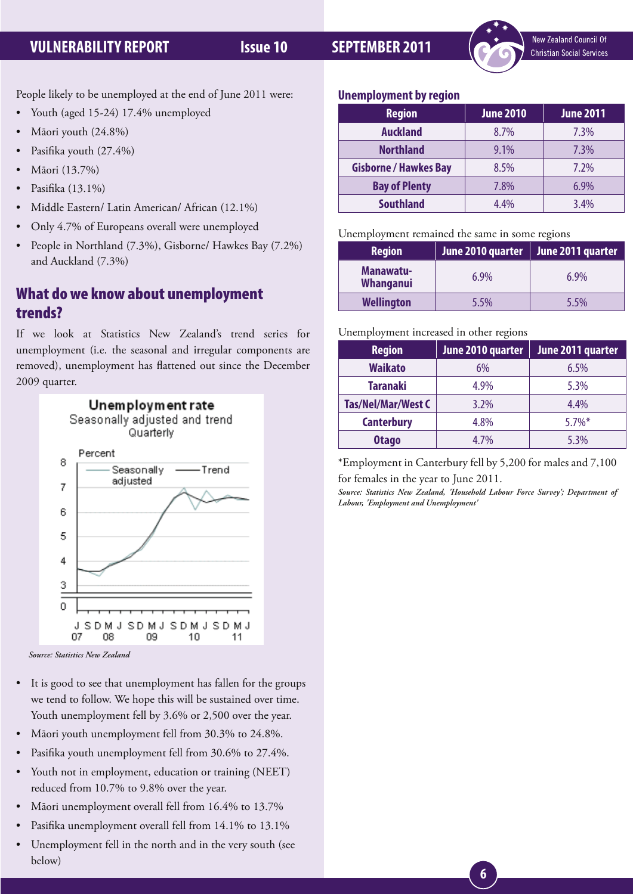People likely to be unemployed at the end of June 2011 were:

- Youth (aged 15-24) 17.4% unemployed
- Māori youth (24.8%)
- Pasifika youth (27.4%)
- Māori (13.7%)
- Pasifika (13.1%)
- Middle Eastern/ Latin American/ African (12.1%)
- Only 4.7% of Europeans overall were unemployed
- People in Northland (7.3%), Gisborne/ Hawkes Bay (7.2%) and Auckland (7.3%)

## What do we know about unemployment trends?

If we look at Statistics New Zealand's trend series for unemployment (i.e. the seasonal and irregular components are removed), unemployment has flattened out since the December 2009 quarter.

Unemployment rate
Seasonally adjusted and trend
Quarterly

*Source: Statistics New Zealand*

- It is good to see that unemployment has fallen for the groups we tend to follow. We hope this will be sustained over time. Youth unemployment fell by 3.6% or 2,500 over the year.
- Māori youth unemployment fell from 30.3% to 24.8%.
- Pasifika youth unemployment fell from 30.6% to 27.4%.
- Youth not in employment, education or training (NEET) reduced from 10.7% to 9.8% over the year.
- Māori unemployment overall fell from 16.4% to 13.7%
- Pasifika unemployment overall fell from 14.1% to 13.1%
- Unemployment fell in the north and in the very south (see below)

### Unemployment by region

| Region | June 2010 | June 2011 |
|---|---|---|
| Auckland | 8.7% | 7.3% |
| Northland | 9.1% | 7.3% |
| Gisborne / Hawkes Bay | 8.5% | 7.2% |
| Bay of Plenty | 7.8% | 6.9% |
| Southland | 4.4% | 3.4% |

Unemployment remained the same in some regions

| Region | June 2010 quarter | June 2011 quarter |
|---|---|---|
| Manawatu-Whanganui | 6.9% | 6.9% |
| Wellington | 5.5% | 5.5% |

Unemployment increased in other regions

| Region | June 2010 quarter | June 2011 quarter |
|---|---|---|
| Waikato | 6% | 6.5% |
| Taranaki | 4.9% | 5.3% |
| Tas/Nel/Mar/West C | 3.2% | 4.4% |
| Canterbury | 4.8% | 5.7%* |
| Otago | 4.7% | 5.3% |

*Employment in Canterbury fell by 5,200 for males and 7,100 for females in the year to June 2011.

*Source: Statistics New Zealand, 'Household Labour Force Survey'; Department of Labour, 'Employment and Unemployment'*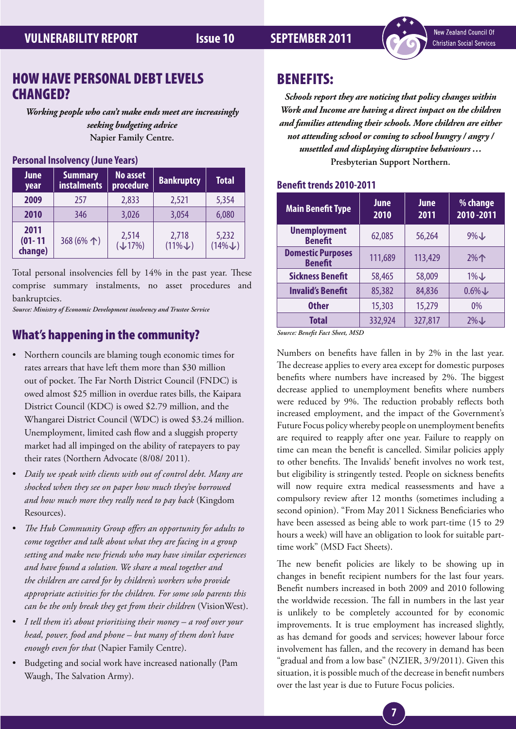## HOW HAVE PERSONAL DEBT LEVELS CHANGED?

*Working people who can't make ends meet are increasingly seeking budgeting advice*
**Napier Family Centre.**

### Personal Insolvency (June Years)

| June year | Summary instalments | No asset procedure | Bankruptcy | Total |
|---|---|---|---|---|
| 2009 | 257 | 2,833 | 2,521 | 5,354 |
| 2010 | 346 | 3,026 | 3,054 | 6,080 |
| 2011 (01-11 change) | 368 (6% ↑) | 2,514 (↓17%) | 2,718 (11%↓) | 5,232 (14%↓) |

Total personal insolvencies fell by 14% in the past year. These comprise summary instalments, no asset procedures and bankruptcies.

*Source: Ministry of Economic Development insolvency and Trustee Service*

## What's happening in the community?

- Northern councils are blaming tough economic times for rates arrears that have left them more than $30 million out of pocket. The Far North District Council (FNDC) is owed almost $25 million in overdue rates bills, the Kaipara District Council (KDC) is owed $2.79 million, and the Whangarei District Council (WDC) is owed $3.24 million. Unemployment, limited cash flow and a sluggish property market had all impinged on the ability of ratepayers to pay their rates (Northern Advocate (8/08/ 2011).
- *Daily we speak with clients with out of control debt. Many are shocked when they see on paper how much they've borrowed and how much more they really need to pay back* (Kingdom Resources).
- *The Hub Community Group offers an opportunity for adults to come together and talk about what they are facing in a group setting and make new friends who may have similar experiences and have found a solution. We share a meal together and the children are cared for by children's workers who provide appropriate activities for the children. For some solo parents this can be the only break they get from their children* (VisionWest).
- *I tell them it's about prioritising their money – a roof over your head, power, food and phone – but many of them don't have enough even for that* (Napier Family Centre).
- Budgeting and social work have increased nationally (Pam Waugh, The Salvation Army).

## BENEFITS:

*Schools report they are noticing that policy changes within Work and Income are having a direct impact on the children and families attending their schools. More children are either not attending school or coming to school hungry / angry / unsettled and displaying disruptive behaviours …*
**Presbyterian Support Northern.**

### Benefit trends 2010-2011

| Main Benefit Type | June 2010 | June 2011 | % change 2010 -2011 |
|---|---|---|---|
| Unemployment Benefit | 62,085 | 56,264 | 9%↓ |
| Domestic Purposes Benefit | 111,689 | 113,429 | 2%↑ |
| Sickness Benefit | 58,465 | 58,009 | 1%↓ |
| Invalid's Benefit | 85,382 | 84,836 | 0.6%↓ |
| Other | 15,303 | 15,279 | 0% |
| Total | 332,924 | 327,817 | 2%↓ |

*Source: Benefit Fact Sheet, MSD*

Numbers on benefits have fallen in by 2% in the last year. The decrease applies to every area except for domestic purposes benefits where numbers have increased by 2%. The biggest decrease applied to unemployment benefits where numbers were reduced by 9%. The reduction probably reflects both increased employment, and the impact of the Government's Future Focus policy whereby people on unemployment benefits are required to reapply after one year. Failure to reapply on time can mean the benefit is cancelled. Similar policies apply to other benefits. The Invalids' benefit involves no work test, but eligibility is stringently tested. People on sickness benefits will now require extra medical reassessments and have a compulsory review after 12 months (sometimes including a second opinion). "From May 2011 Sickness Beneficiaries who have been assessed as being able to work part-time (15 to 29 hours a week) will have an obligation to look for suitable part-time work" (MSD Fact Sheets).

The new benefit policies are likely to be showing up in changes in benefit recipient numbers for the last four years. Benefit numbers increased in both 2009 and 2010 following the worldwide recession. The fall in numbers in the last year is unlikely to be completely accounted for by economic improvements. It is true employment has increased slightly, as has demand for goods and services; however labour force involvement has fallen, and the recovery in demand has been "gradual and from a low base" (NZIER, 3/9/2011). Given this situation, it is possible much of the decrease in benefit numbers over the last year is due to Future Focus policies.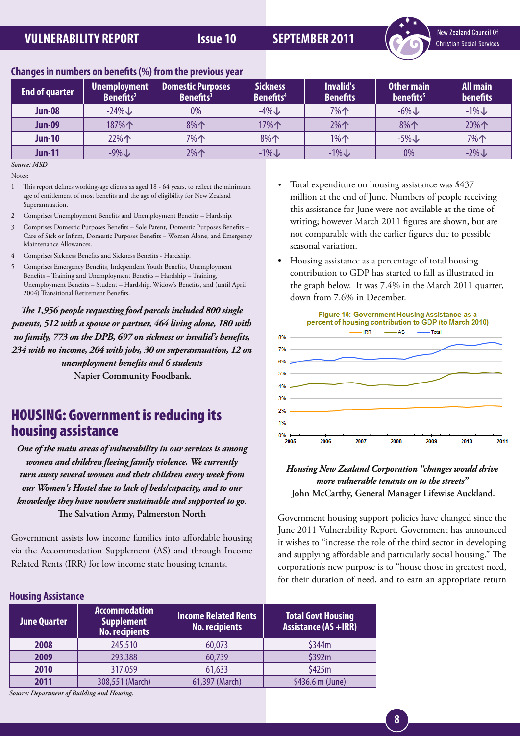## Changes in numbers on benefits (%) from the previous year

| End of quarter | Unemployment Benefits[2] | Domestic Purposes Benefits[3] | Sickness Benefits[4] | Invalid's Benefits | Other main benefits[5] | All main benefits |
|---|---|---|---|---|---|---|
| Jun-08 | -24%↓ | 0% | -4%↓ | 7%↑ | -6%↓ | -1%↓ |
| Jun-09 | 187%↑ | 8%↑ | 17%↑ | 2%↑ | 8%↑ | 20%↑ |
| Jun-10 | 22%↑ | 7%↑ | 8%↑ | 1%↑ | -5%↓ | 7%↑ |
| Jun-11 | -9%↓ | 2%↑ | -1%↓ | -1%↓ | 0% | -2%↓ |

*Source: MSD*

Notes:

1. This report defines working-age clients as aged 18 - 64 years, to reflect the minimum age of entitlement of most benefits and the age of eligibility for New Zealand Superannuation.
2. Comprises Unemployment Benefits and Unemployment Benefits – Hardship.
3. Comprises Domestic Purposes Benefits – Sole Parent, Domestic Purposes Benefits – Care of Sick or Infirm, Domestic Purposes Benefits – Women Alone, and Emergency Maintenance Allowances.
4. Comprises Sickness Benefits and Sickness Benefits - Hardship.
5. Comprises Emergency Benefits, Independent Youth Benefits, Unemployment Benefits – Training and Unemployment Benefits – Hardship – Training, Unemployment Benefits – Student – Hardship, Widow's Benefits, and (until April 2004) Transitional Retirement Benefits.

***The 1,956 people requesting food parcels included 800 single parents, 512 with a spouse or partner, 464 living alone, 180 with no family, 773 on the DPB, 697 on sickness or invalid's benefits, 234 with no income, 204 with jobs, 30 on superannuation, 12 on unemployment benefits and 6 students***

**Napier Community Foodbank.**

## HOUSING: Government is reducing its housing assistance

***One of the main areas of vulnerability in our services is among women and children fleeing family violence. We currently turn away several women and their children every week from our Women's Hostel due to lack of beds/capacity, and to our knowledge they have nowhere sustainable and supported to go.***

**The Salvation Army, Palmerston North**

Government assists low income families into affordable housing via the Accommodation Supplement (AS) and through Income Related Rents (IRR) for low income state housing tenants.

### Housing Assistance

| June Quarter | Accommodation Supplement No. recipients | Income Related Rents No. recipients | Total Govt Housing Assistance (AS +IRR) |
|---|---|---|---|
| 2008 | 245,510 | 60,073 | $344m |
| 2009 | 293,388 | 60,739 | $392m |
| 2010 | 317,059 | 61,633 | $425m |
| 2011 | 308,551 (March) | 61,397 (March) | $436.6 m (June) |

*Source: Department of Building and Housing.*

- Total expenditure on housing assistance was $437 million at the end of June. Numbers of people receiving this assistance for June were not available at the time of writing; however March 2011 figures are shown, but are not comparable with the earlier figures due to possible seasonal variation.
- Housing assistance as a percentage of total housing contribution to GDP has started to fall as illustrated in the graph below. It was 7.4% in the March 2011 quarter, down from 7.6% in December.

Figure 15: Government Housing Assistance as a percent of housing contribution to GDP (to March 2010)

***Housing New Zealand Corporation "changes would drive more vulnerable tenants on to the streets"***

**John McCarthy, General Manager Lifewise Auckland.**

Government housing support policies have changed since the June 2011 Vulnerability Report. Government has announced it wishes to "increase the role of the third sector in developing and supplying affordable and particularly social housing." The corporation's new purpose is to "house those in greatest need, for their duration of need, and to earn an appropriate return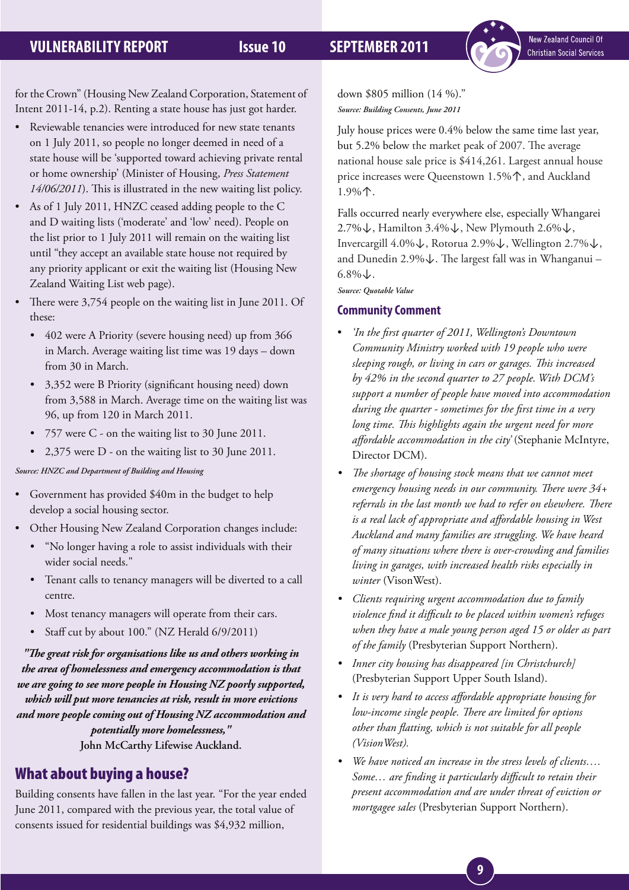for the Crown" (Housing New Zealand Corporation, Statement of Intent 2011-14, p.2). Renting a state house has just got harder.

- Reviewable tenancies were introduced for new state tenants on 1 July 2011, so people no longer deemed in need of a state house will be 'supported toward achieving private rental or home ownership' (Minister of Housing, *Press Statement 14/06/2011*). This is illustrated in the new waiting list policy.
- As of 1 July 2011, HNZC ceased adding people to the C and D waiting lists ('moderate' and 'low' need). People on the list prior to 1 July 2011 will remain on the waiting list until "they accept an available state house not required by any priority applicant or exit the waiting list (Housing New Zealand Waiting List web page).
- There were 3,754 people on the waiting list in June 2011. Of these:
  - 402 were A Priority (severe housing need) up from 366 in March. Average waiting list time was 19 days – down from 30 in March.
  - 3,352 were B Priority (significant housing need) down from 3,588 in March. Average time on the waiting list was 96, up from 120 in March 2011.
  - 757 were C - on the waiting list to 30 June 2011.
  - 2,375 were D - on the waiting list to 30 June 2011.

***Source: HNZC and Department of Building and Housing***

- Government has provided $40m in the budget to help develop a social housing sector.
- Other Housing New Zealand Corporation changes include:
  - "No longer having a role to assist individuals with their wider social needs."
  - Tenant calls to tenancy managers will be diverted to a call centre.
  - Most tenancy managers will operate from their cars.
  - Staff cut by about 100." (NZ Herald 6/9/2011)

***"The great risk for organisations like us and others working in the area of homelessness and emergency accommodation is that we are going to see more people in Housing NZ poorly supported, which will put more tenancies at risk, result in more evictions and more people coming out of Housing NZ accommodation and potentially more homelessness,"***
**John McCarthy Lifewise Auckland.**

## What about buying a house?

Building consents have fallen in the last year. "For the year ended June 2011, compared with the previous year, the total value of consents issued for residential buildings was $4,932 million, down $805 million (14 %)."

***Source: Building Consents, June 2011***

July house prices were 0.4% below the same time last year, but 5.2% below the market peak of 2007. The average national house sale price is $414,261. Largest annual house price increases were Queenstown 1.5%↑, and Auckland 1.9%↑.

Falls occurred nearly everywhere else, especially Whangarei 2.7%↓, Hamilton 3.4%↓, New Plymouth 2.6%↓, Invercargill 4.0%↓, Rotorua 2.9%↓, Wellington 2.7%↓, and Dunedin 2.9%↓. The largest fall was in Whanganui – 6.8%↓.

***Source: Quotable Value***

### Community Comment

- *'In the first quarter of 2011, Wellington's Downtown Community Ministry worked with 19 people who were sleeping rough, or living in cars or garages. This increased by 42% in the second quarter to 27 people. With DCM's support a number of people have moved into accommodation during the quarter - sometimes for the first time in a very long time. This highlights again the urgent need for more affordable accommodation in the city'* (Stephanie McIntyre, Director DCM).
- *The shortage of housing stock means that we cannot meet emergency housing needs in our community. There were 34+ referrals in the last month we had to refer on elsewhere. There is a real lack of appropriate and affordable housing in West Auckland and many families are struggling. We have heard of many situations where there is over-crowding and families living in garages, with increased health risks especially in winter* (VisonWest).
- *Clients requiring urgent accommodation due to family violence find it difficult to be placed within women's refuges when they have a male young person aged 15 or older as part of the family* (Presbyterian Support Northern).
- *Inner city housing has disappeared [in Christchurch]* (Presbyterian Support Upper South Island).
- *It is very hard to access affordable appropriate housing for low-income single people. There are limited for options other than flatting, which is not suitable for all people (VisionWest).*
- *We have noticed an increase in the stress levels of clients…. Some… are finding it particularly difficult to retain their present accommodation and are under threat of eviction or mortgagee sales* (Presbyterian Support Northern).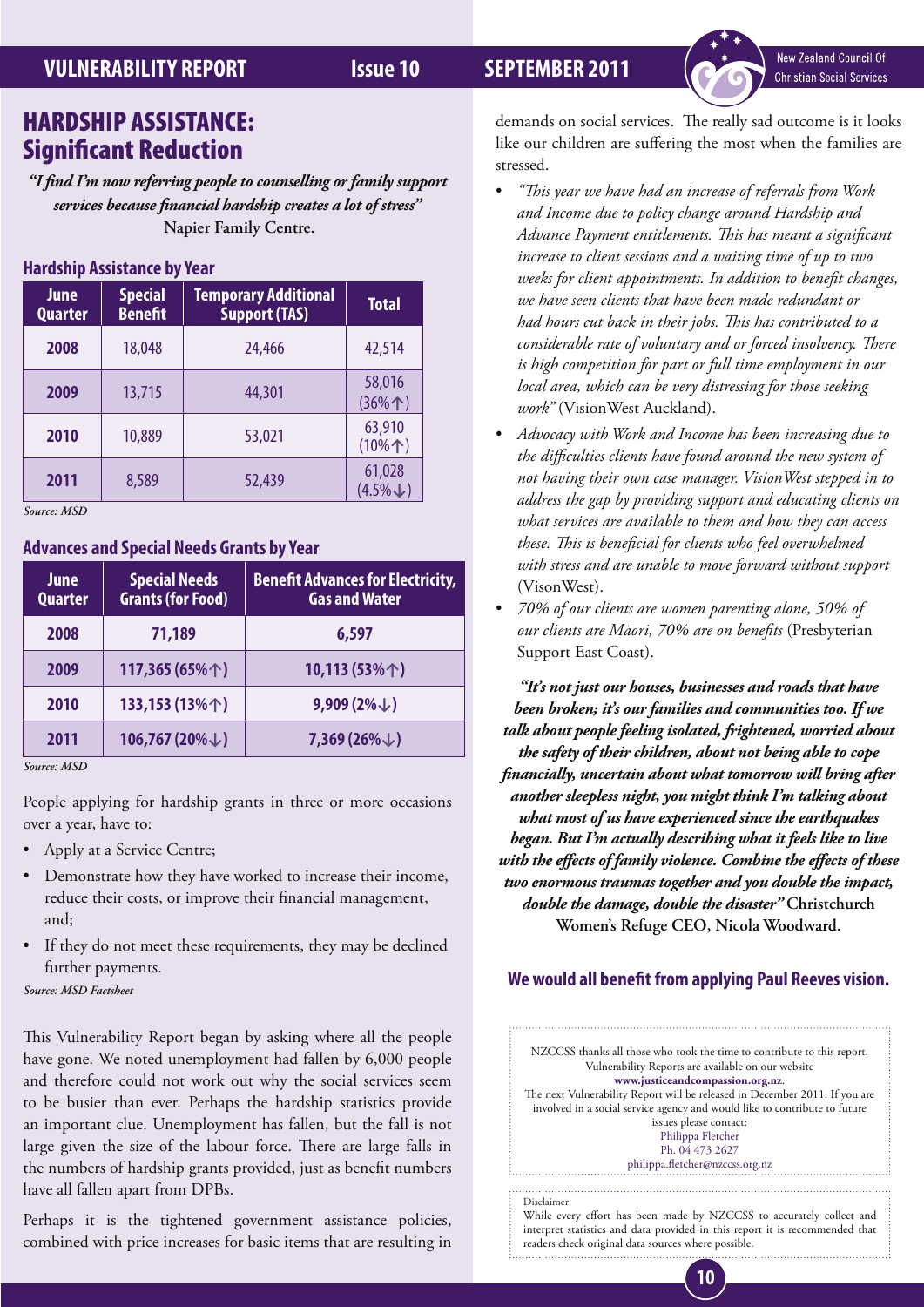## HARDSHIP ASSISTANCE: Significant Reduction

***"I find I'm now referring people to counselling or family support services because financial hardship creates a lot of stress"*** **Napier Family Centre.**

### Hardship Assistance by Year

| June Quarter | Special Benefit | Temporary Additional Support (TAS) | Total |
|---|---|---|---|
| 2008 | 18,048 | 24,466 | 42,514 |
| 2009 | 13,715 | 44,301 | 58,016 (36%↑) |
| 2010 | 10,889 | 53,021 | 63,910 (10%↑) |
| 2011 | 8,589 | 52,439 | 61,028 (4.5%↓) |

*Source: MSD*

### Advances and Special Needs Grants by Year

| June Quarter | Special Needs Grants (for Food) | Benefit Advances for Electricity, Gas and Water |
|---|---|---|
| 2008 | 71,189 | 6,597 |
| 2009 | 117,365 (65%↑) | 10,113 (53%↑) |
| 2010 | 133,153 (13%↑) | 9,909 (2%↓) |
| 2011 | 106,767 (20%↓) | 7,369 (26%↓) |

*Source: MSD*

People applying for hardship grants in three or more occasions over a year, have to:

- Apply at a Service Centre;
- Demonstrate how they have worked to increase their income, reduce their costs, or improve their financial management, and;
- If they do not meet these requirements, they may be declined further payments.

*Source: MSD Factsheet*

This Vulnerability Report began by asking where all the people have gone. We noted unemployment had fallen by 6,000 people and therefore could not work out why the social services seem to be busier than ever. Perhaps the hardship statistics provide an important clue. Unemployment has fallen, but the fall is not large given the size of the labour force. There are large falls in the numbers of hardship grants provided, just as benefit numbers have all fallen apart from DPBs.

Perhaps it is the tightened government assistance policies, combined with price increases for basic items that are resulting in demands on social services. The really sad outcome is it looks like our children are suffering the most when the families are stressed.

- *"This year we have had an increase of referrals from Work and Income due to policy change around Hardship and Advance Payment entitlements. This has meant a significant increase to client sessions and a waiting time of up to two weeks for client appointments. In addition to benefit changes, we have seen clients that have been made redundant or had hours cut back in their jobs. This has contributed to a considerable rate of voluntary and or forced insolvency. There is high competition for part or full time employment in our local area, which can be very distressing for those seeking work"* (VisionWest Auckland).
- *Advocacy with Work and Income has been increasing due to the difficulties clients have found around the new system of not having their own case manager. VisionWest stepped in to address the gap by providing support and educating clients on what services are available to them and how they can access these. This is beneficial for clients who feel overwhelmed with stress and are unable to move forward without support* (VisonWest).
- *70% of our clients are women parenting alone, 50% of our clients are Māori, 70% are on benefits* (Presbyterian Support East Coast).

***"It's not just our houses, businesses and roads that have been broken; it's our families and communities too. If we talk about people feeling isolated, frightened, worried about the safety of their children, about not being able to cope financially, uncertain about what tomorrow will bring after another sleepless night, you might think I'm talking about what most of us have experienced since the earthquakes began. But I'm actually describing what it feels like to live with the effects of family violence. Combine the effects of these two enormous traumas together and you double the impact, double the damage, double the disaster"*** **Christchurch Women's Refuge CEO, Nicola Woodward.**

**We would all benefit from applying Paul Reeves vision.**

NZCCSS thanks all those who took the time to contribute to this report. Vulnerability Reports are available on our website **www.justiceandcompassion.org.nz**.
The next Vulnerability Report will be released in December 2011. If you are involved in a social service agency and would like to contribute to future issues please contact:
Philippa Fletcher
Ph. 04 473 2627
philippa.fletcher@nzccss.org.nz

Disclaimer:
While every effort has been made by NZCCSS to accurately collect and interpret statistics and data provided in this report it is recommended that readers check original data sources where possible.